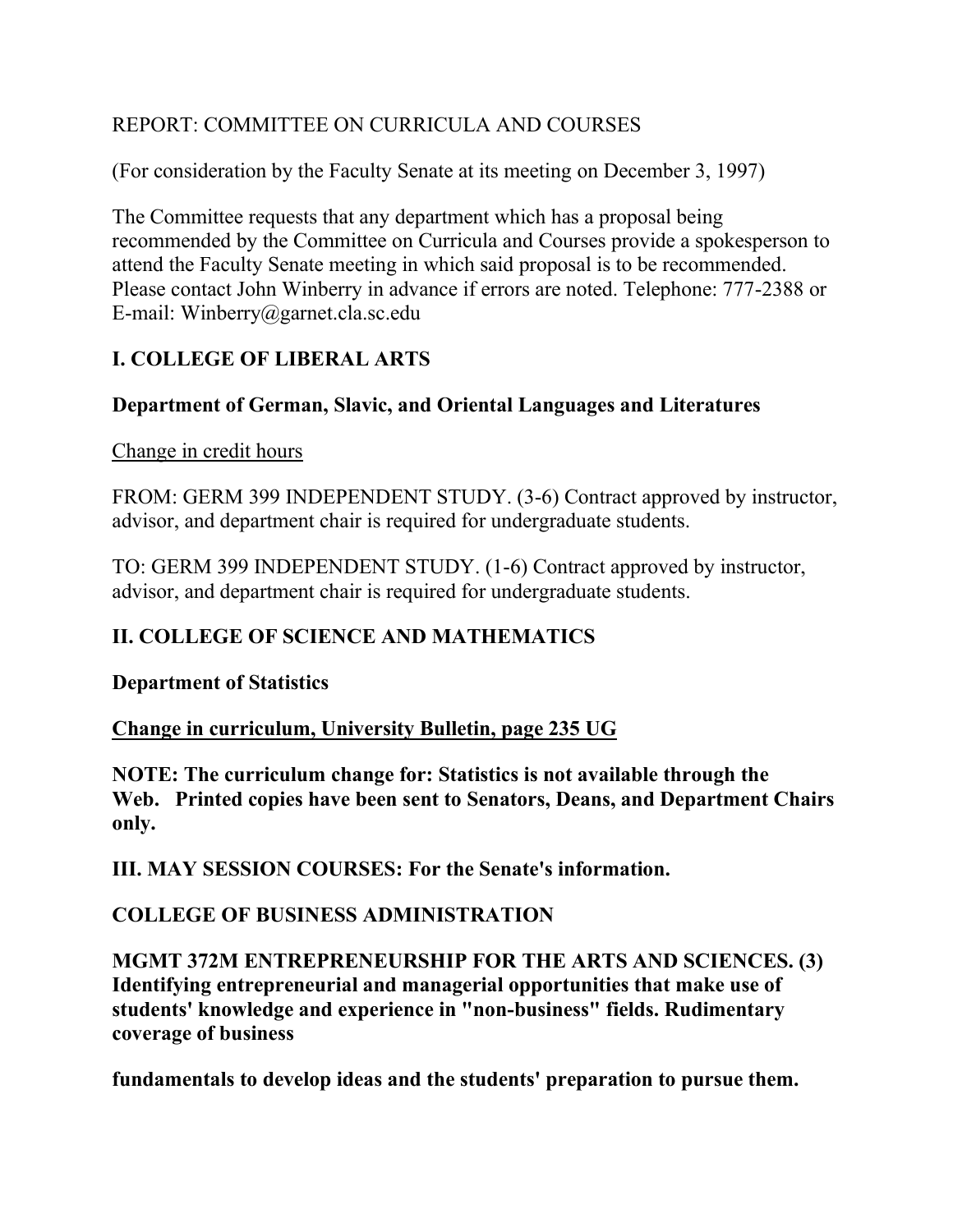REPORT: COMMITTEE ON CURRICULA AND COURSES

(For consideration by the Faculty Senate at its meeting on December 3, 1997)

The Committee requests that any department which has a proposal being recommended by the Committee on Curricula and Courses provide a spokesperson to attend the Faculty Senate meeting in which said proposal is to be recommended. Please contact John Winberry in advance if errors are noted. Telephone: 777-2388 or E-mail: Winberry@garnet.cla.sc.edu

## I. COLLEGE OF LIBERAL ARTS

### Department of German, Slavic, and Oriental Languages and Literatures

<u>Change in credit hours</u>

FROM: GERM 399 INDEPENDENT STUDY. (3-6) Contract approved by instructor, advisor, and department chair is required for undergraduate students.

TO: GERM 399 INDEPENDENT STUDY. (1-6) Contract approved by instructor, advisor, and department chair is required for undergraduate students.

## II. COLLEGE OF SCIENCE AND MATHEMATICS

### Department of Statistics

**<u>Change in curriculum, University Bulletin, page 235 UG</u>**

**NOTE: The curriculum change for: Statistics is not available through the Web. Printed copies have been sent to Senators, Deans, and Department Chairs only.**

## III. MAY SESSION COURSES: For the Senate's information.

### COLLEGE OF BUSINESS ADMINISTRATION

**MGMT 372M ENTREPRENEURSHIP FOR THE ARTS AND SCIENCES. (3) Identifying entrepreneurial and managerial opportunities that make use of students' knowledge and experience in "non-business" fields. Rudimentary coverage of business**

**fundamentals to develop ideas and the students' preparation to pursue them.**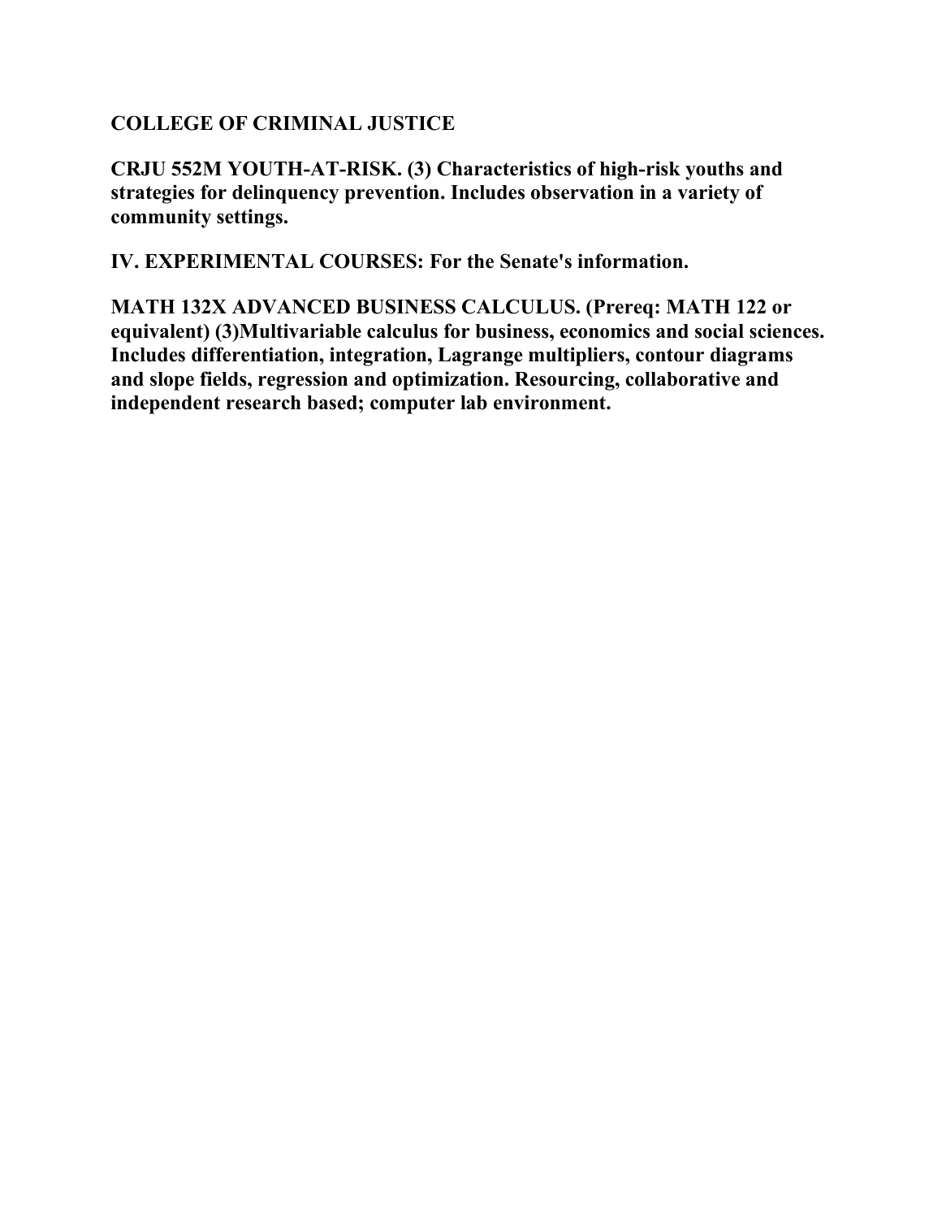**COLLEGE OF CRIMINAL JUSTICE**

**CRJU 552M YOUTH-AT-RISK. (3) Characteristics of high-risk youths and strategies for delinquency prevention. Includes observation in a variety of community settings.**

**IV. EXPERIMENTAL COURSES: For the Senate's information.**

**MATH 132X ADVANCED BUSINESS CALCULUS. (Prereq: MATH 122 or equivalent) (3)Multivariable calculus for business, economics and social sciences. Includes differentiation, integration, Lagrange multipliers, contour diagrams and slope fields, regression and optimization. Resourcing, collaborative and independent research based; computer lab environment.**